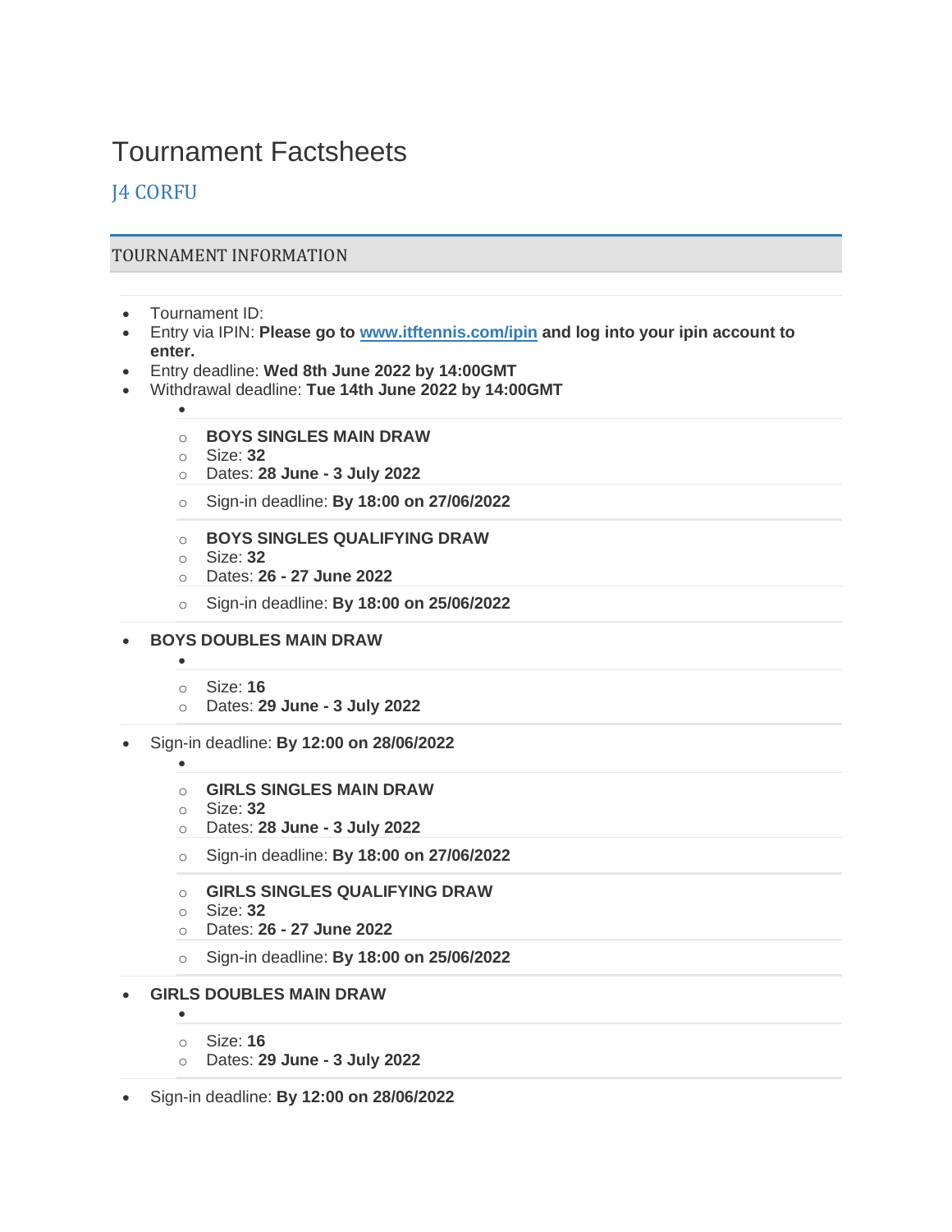# Tournament Factsheets

## J4 CORFU

### TOURNAMENT INFORMATION

- Tournament ID:
- Entry via IPIN: **Please go to [www.itftennis.com/ipin](www.itftennis.com/ipin) and log into your ipin account to enter.**
- Entry deadline: **Wed 8th June 2022 by 14:00GMT**
- Withdrawal deadline: **Tue 14th June 2022 by 14:00GMT**
  - **BOYS SINGLES MAIN DRAW**
    - Size: **32**
    - Dates: **28 June - 3 July 2022**
    - Sign-in deadline: **By 18:00 on 27/06/2022**
  - **BOYS SINGLES QUALIFYING DRAW**
    - Size: **32**
    - Dates: **26 - 27 June 2022**
    - Sign-in deadline: **By 18:00 on 25/06/2022**
- **BOYS DOUBLES MAIN DRAW**
  - Size: **16**
  - Dates: **29 June - 3 July 2022**
- Sign-in deadline: **By 12:00 on 28/06/2022**
  - **GIRLS SINGLES MAIN DRAW**
    - Size: **32**
    - Dates: **28 June - 3 July 2022**
    - Sign-in deadline: **By 18:00 on 27/06/2022**
  - **GIRLS SINGLES QUALIFYING DRAW**
    - Size: **32**
    - Dates: **26 - 27 June 2022**
    - Sign-in deadline: **By 18:00 on 25/06/2022**
- **GIRLS DOUBLES MAIN DRAW**
  - Size: **16**
  - Dates: **29 June - 3 July 2022**
- Sign-in deadline: **By 12:00 on 28/06/2022**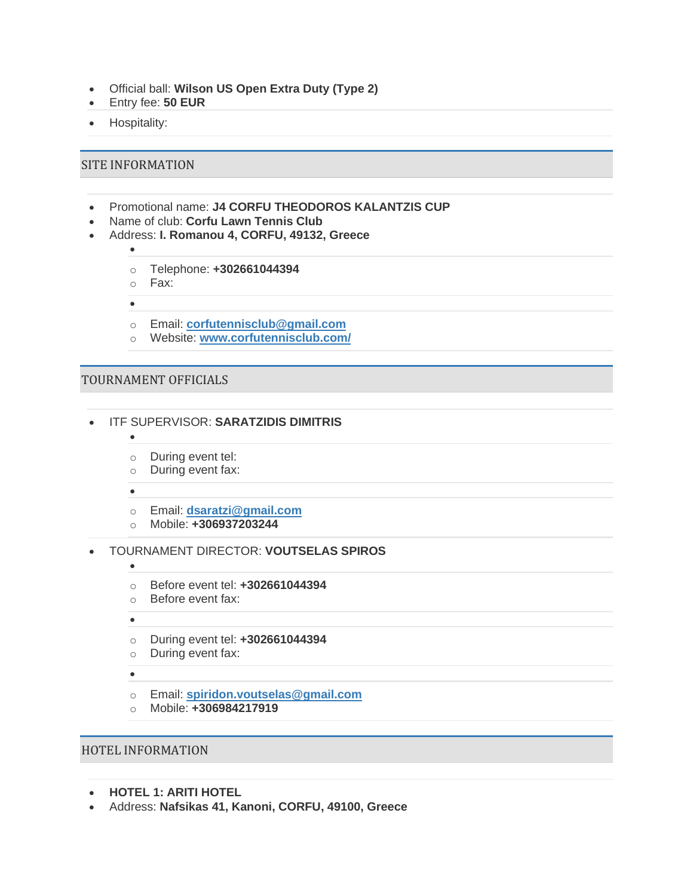- Official ball: **Wilson US Open Extra Duty (Type 2)**
- Entry fee: **50 EUR**
- Hospitality:

## SITE INFORMATION

- Promotional name: **J4 CORFU THEODOROS KALANTZIS CUP**
- Name of club: **Corfu Lawn Tennis Club**
- Address: **I. Romanou 4, CORFU, 49132, Greece**
  - 
    - Telephone: **+302661044394**
    - Fax:
  - 
    - Email: **corfutennisclub@gmail.com**
    - Website: **www.corfutennisclub.com/**

## TOURNAMENT OFFICIALS

- ITF SUPERVISOR: **SARATZIDIS DIMITRIS**
  - 
    - During event tel:
    - During event fax:
  - 
    - Email: **dsaratzi@gmail.com**
    - Mobile: **+306937203244**
- TOURNAMENT DIRECTOR: **VOUTSELAS SPIROS**
  - 
    - Before event tel: **+302661044394**
    - Before event fax:
  - 
    - During event tel: **+302661044394**
    - During event fax:
  - 
    - Email: **spiridon.voutselas@gmail.com**
    - Mobile: **+306984217919**

## HOTEL INFORMATION

- **HOTEL 1: ARITI HOTEL**
- Address: **Nafsikas 41, Kanoni, CORFU, 49100, Greece**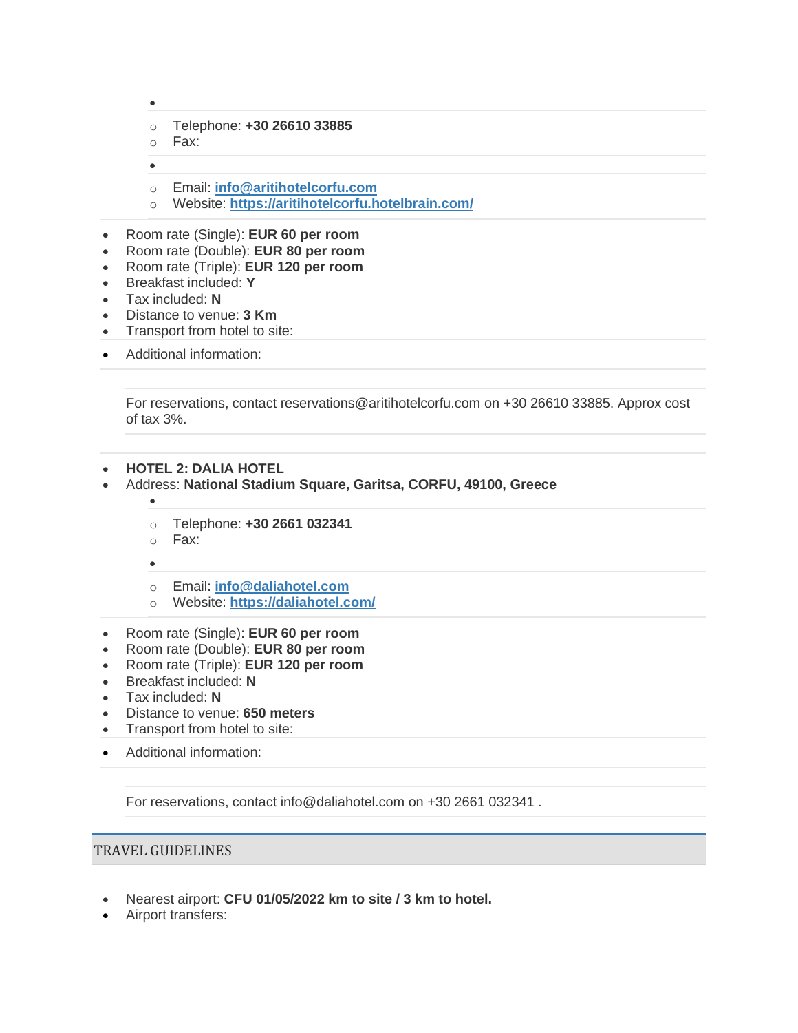- Telephone: **+30 26610 33885**
  - Fax:

- 
  - Email: **info@aritihotelcorfu.com**
  - Website: **https://aritihotelcorfu.hotelbrain.com/**

- Room rate (Single): **EUR 60 per room**
- Room rate (Double): **EUR 80 per room**
- Room rate (Triple): **EUR 120 per room**
- Breakfast included: **Y**
- Tax included: **N**
- Distance to venue: **3 Km**
- Transport from hotel to site:
- Additional information:

For reservations, contact reservations@aritihotelcorfu.com on +30 26610 33885. Approx cost of tax 3%.

- **HOTEL 2: DALIA HOTEL**
- Address: **National Stadium Square, Garitsa, CORFU, 49100, Greece**
  - 
    - Telephone: **+30 2661 032341**
    - Fax:
  - 
    - Email: **info@daliahotel.com**
    - Website: **https://daliahotel.com/**
- Room rate (Single): **EUR 60 per room**
- Room rate (Double): **EUR 80 per room**
- Room rate (Triple): **EUR 120 per room**
- Breakfast included: **N**
- Tax included: **N**
- Distance to venue: **650 meters**
- Transport from hotel to site:
- Additional information:

For reservations, contact info@daliahotel.com on +30 2661 032341 .

## TRAVEL GUIDELINES

- Nearest airport: **CFU 01/05/2022 km to site / 3 km to hotel.**
- Airport transfers: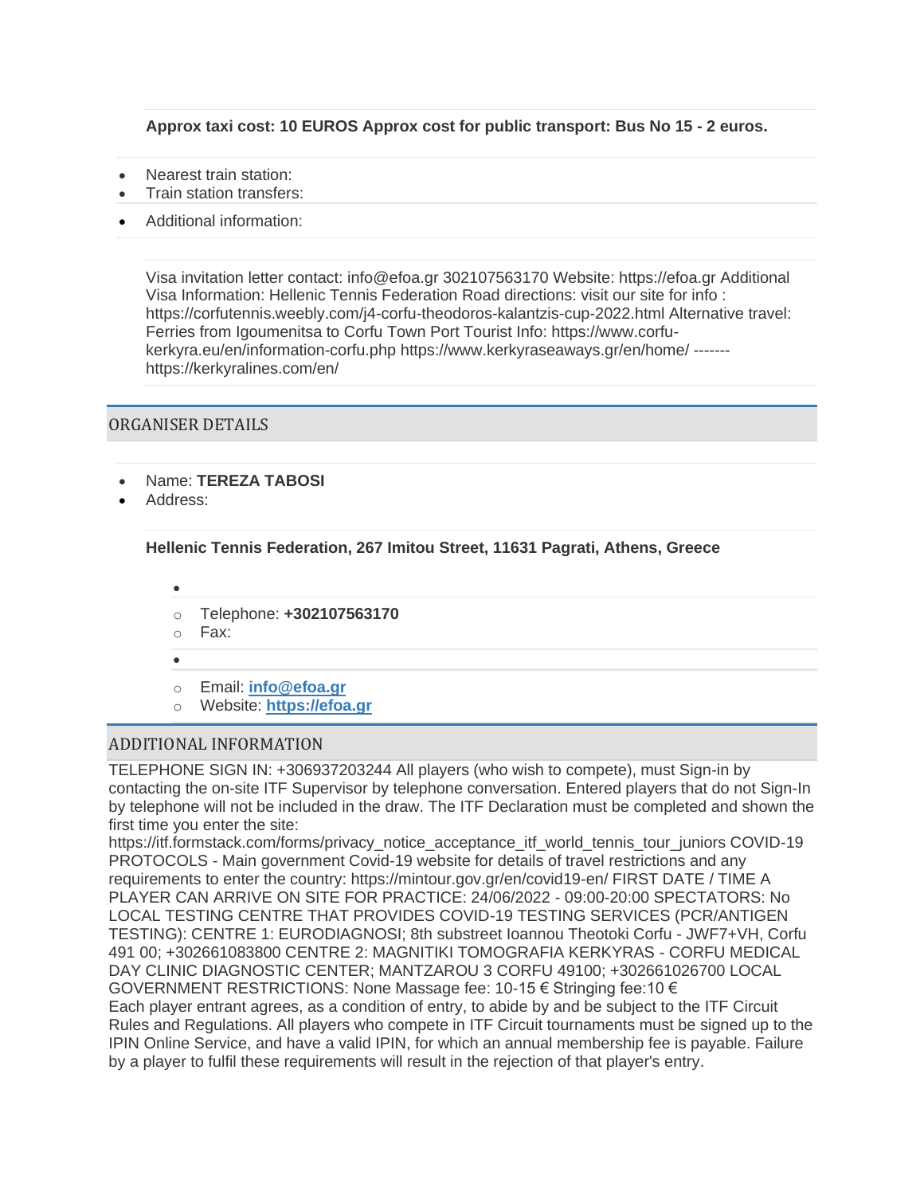**Approx taxi cost: 10 EUROS Approx cost for public transport: Bus No 15 - 2 euros.**

- Nearest train station:
- Train station transfers:
- Additional information:

Visa invitation letter contact: info@efoa.gr 302107563170 Website: https://efoa.gr Additional Visa Information: Hellenic Tennis Federation Road directions: visit our site for info : https://corfutennis.weebly.com/j4-corfu-theodoros-kalantzis-cup-2022.html Alternative travel: Ferries from Igoumenitsa to Corfu Town Port Tourist Info: https://www.corfu-kerkyra.eu/en/information-corfu.php https://www.kerkyraseaways.gr/en/home/ ------- https://kerkyralines.com/en/

## ORGANISER DETAILS

- Name: **TEREZA TABOSI**
- Address:

**Hellenic Tennis Federation, 267 Imitou Street, 11631 Pagrati, Athens, Greece**

- Telephone: **+302107563170**
- Fax:
- Email: **info@efoa.gr**
- Website: **https://efoa.gr**

## ADDITIONAL INFORMATION

TELEPHONE SIGN IN: +306937203244 All players (who wish to compete), must Sign-in by contacting the on-site ITF Supervisor by telephone conversation. Entered players that do not Sign-In by telephone will not be included in the draw. The ITF Declaration must be completed and shown the first time you enter the site: https://itf.formstack.com/forms/privacy_notice_acceptance_itf_world_tennis_tour_juniors COVID-19 PROTOCOLS - Main government Covid-19 website for details of travel restrictions and any requirements to enter the country: https://mintour.gov.gr/en/covid19-en/ FIRST DATE / TIME A PLAYER CAN ARRIVE ON SITE FOR PRACTICE: 24/06/2022 - 09:00-20:00 SPECTATORS: No LOCAL TESTING CENTRE THAT PROVIDES COVID-19 TESTING SERVICES (PCR/ANTIGEN TESTING): CENTRE 1: EURODIAGNOSI; 8th substreet Ioannou Theotoki Corfu - JWF7+VH, Corfu 491 00; +302661083800 CENTRE 2: MAGNITIKI TOMOGRAFIA KERKYRAS - CORFU MEDICAL DAY CLINIC DIAGNOSTIC CENTER; MANTZAROU 3 CORFU 49100; +302661026700 LOCAL GOVERNMENT RESTRICTIONS: None Massage fee: 10-15 € Stringing fee:10 €
Each player entrant agrees, as a condition of entry, to abide by and be subject to the ITF Circuit Rules and Regulations. All players who compete in ITF Circuit tournaments must be signed up to the IPIN Online Service, and have a valid IPIN, for which an annual membership fee is payable. Failure by a player to fulfil these requirements will result in the rejection of that player's entry.